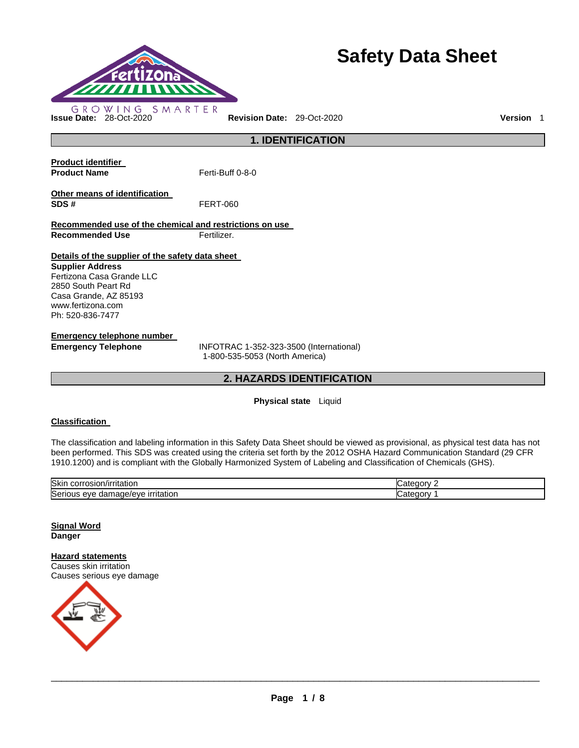# Safety Data Sheet

GROWING SMARTER

**Issue Date:** 28-Oct-2020 **Revision Date:** 29-Oct-2020 **Version** 1

## 1. IDENTIFICATION

**Product identifier**

**Product Name** Ferti-Buff 0-8-0

**Other means of identification**

**SDS #** FERT-060

**Recommended use of the chemical and restrictions on use**

**Recommended Use** Fertilizer.

**Details of the supplier of the safety data sheet**

**Supplier Address**
Fertizona Casa Grande LLC
2850 South Peart Rd
Casa Grande, AZ 85193
www.fertizona.com
Ph: 520-836-7477

**Emergency telephone number**

**Emergency Telephone** INFOTRAC 1-352-323-3500 (International)
1-800-535-5053 (North America)

## 2. HAZARDS IDENTIFICATION

**Physical state** Liquid

**Classification**

The classification and labeling information in this Safety Data Sheet should be viewed as provisional, as physical test data has not been performed. This SDS was created using the criteria set forth by the 2012 OSHA Hazard Communication Standard (29 CFR 1910.1200) and is compliant with the Globally Harmonized System of Labeling and Classification of Chemicals (GHS).

| | |
|---|---|
| Skin corrosion/irritation | Category 2 |
| Serious eye damage/eye irritation | Category 1 |

**Signal Word**
**Danger**

**Hazard statements**
Causes skin irritation
Causes serious eye damage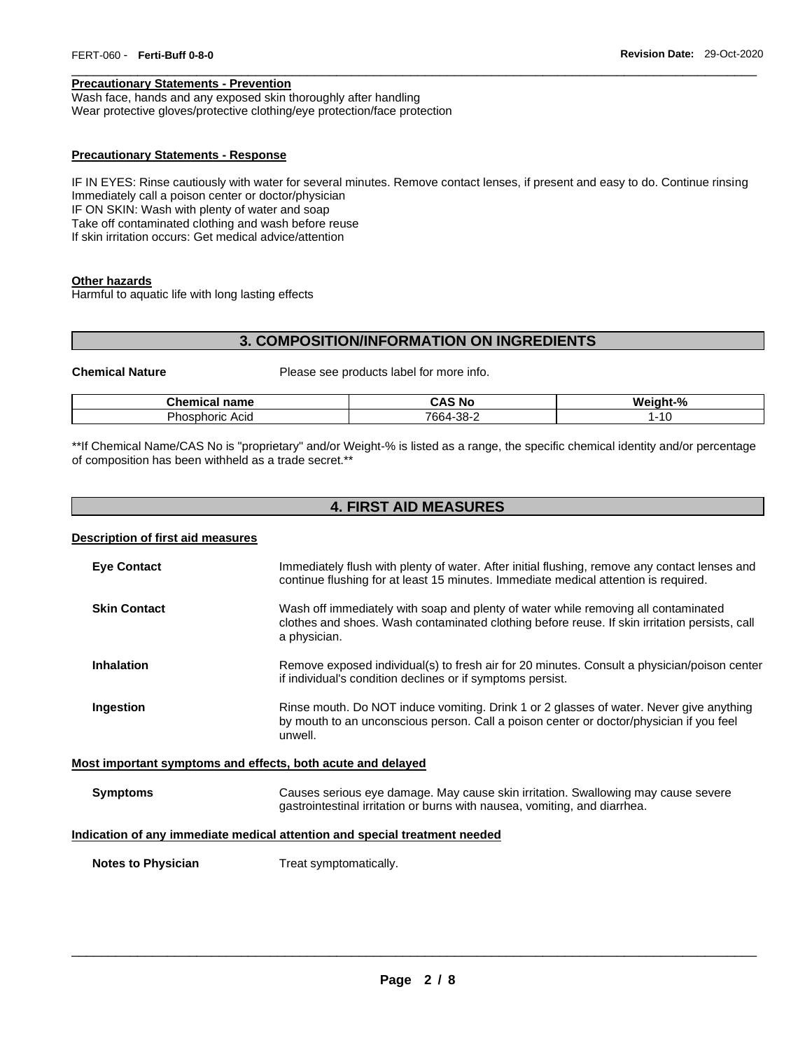**Precautionary Statements - Prevention**

Wash face, hands and any exposed skin thoroughly after handling
Wear protective gloves/protective clothing/eye protection/face protection

**Precautionary Statements - Response**

IF IN EYES: Rinse cautiously with water for several minutes. Remove contact lenses, if present and easy to do. Continue rinsing
Immediately call a poison center or doctor/physician
IF ON SKIN: Wash with plenty of water and soap
Take off contaminated clothing and wash before reuse
If skin irritation occurs: Get medical advice/attention

**Other hazards**

Harmful to aquatic life with long lasting effects

## 3. COMPOSITION/INFORMATION ON INGREDIENTS

**Chemical Nature** Please see products label for more info.

| Chemical name | CAS No | Weight-% |
|---|---|---|
| Phosphoric Acid | 7664-38-2 | 1-10 |

**If Chemical Name/CAS No is "proprietary" and/or Weight-% is listed as a range, the specific chemical identity and/or percentage of composition has been withheld as a trade secret.**

## 4. FIRST AID MEASURES

**Description of first aid measures**

**Eye Contact** Immediately flush with plenty of water. After initial flushing, remove any contact lenses and continue flushing for at least 15 minutes. Immediate medical attention is required.

**Skin Contact** Wash off immediately with soap and plenty of water while removing all contaminated clothes and shoes. Wash contaminated clothing before reuse. If skin irritation persists, call a physician.

**Inhalation** Remove exposed individual(s) to fresh air for 20 minutes. Consult a physician/poison center if individual's condition declines or if symptoms persist.

**Ingestion** Rinse mouth. Do NOT induce vomiting. Drink 1 or 2 glasses of water. Never give anything by mouth to an unconscious person. Call a poison center or doctor/physician if you feel unwell.

**Most important symptoms and effects, both acute and delayed**

**Symptoms** Causes serious eye damage. May cause skin irritation. Swallowing may cause severe gastrointestinal irritation or burns with nausea, vomiting, and diarrhea.

**Indication of any immediate medical attention and special treatment needed**

**Notes to Physician** Treat symptomatically.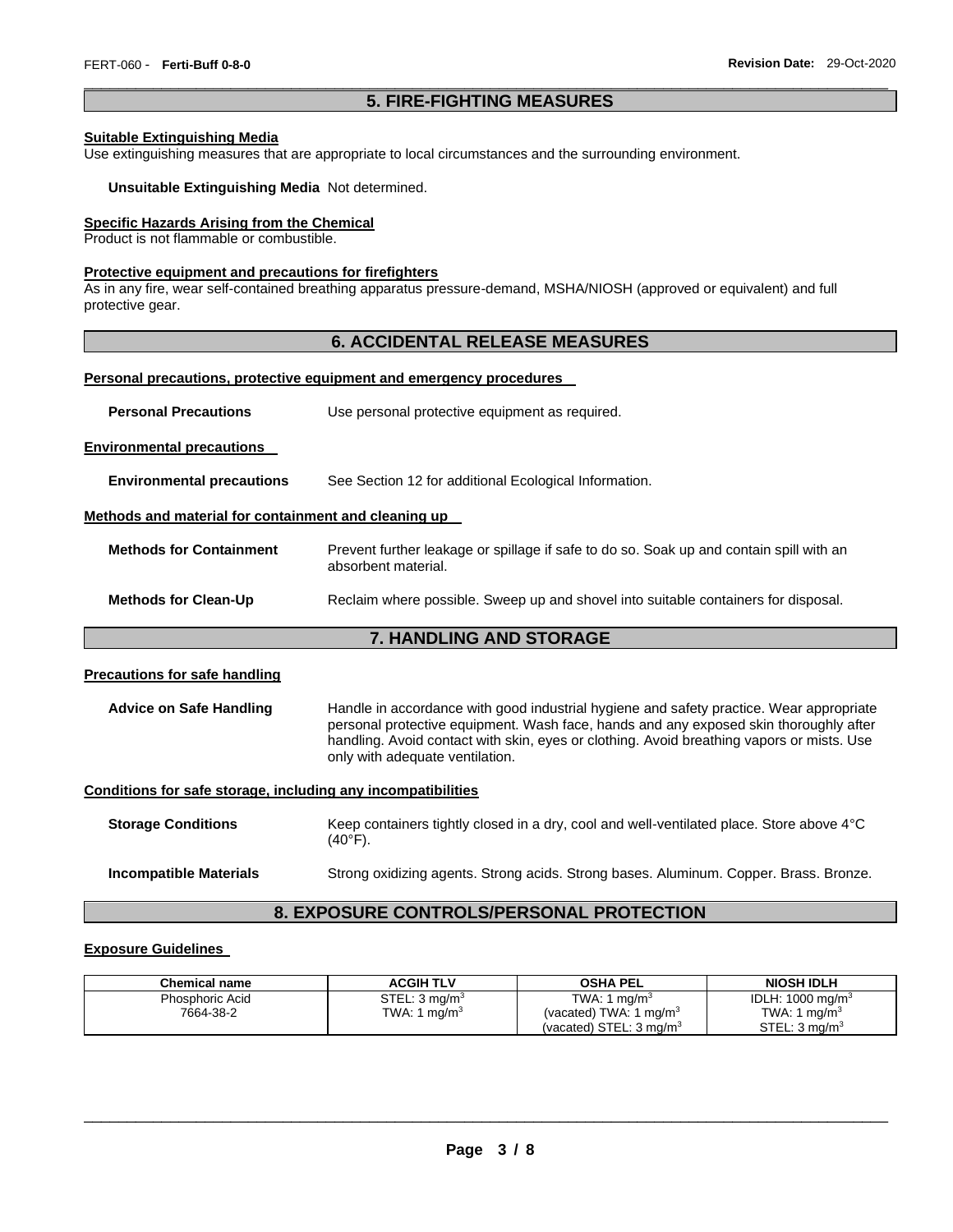## 5. FIRE-FIGHTING MEASURES

**Suitable Extinguishing Media**
Use extinguishing measures that are appropriate to local circumstances and the surrounding environment.

**Unsuitable Extinguishing Media** Not determined.

**Specific Hazards Arising from the Chemical**
Product is not flammable or combustible.

**Protective equipment and precautions for firefighters**
As in any fire, wear self-contained breathing apparatus pressure-demand, MSHA/NIOSH (approved or equivalent) and full protective gear.

## 6. ACCIDENTAL RELEASE MEASURES

**Personal precautions, protective equipment and emergency procedures**

**Personal Precautions** Use personal protective equipment as required.

**Environmental precautions**

**Environmental precautions** See Section 12 for additional Ecological Information.

**Methods and material for containment and cleaning up**

**Methods for Containment** Prevent further leakage or spillage if safe to do so. Soak up and contain spill with an absorbent material.

**Methods for Clean-Up** Reclaim where possible. Sweep up and shovel into suitable containers for disposal.

## 7. HANDLING AND STORAGE

**Precautions for safe handling**

**Advice on Safe Handling** Handle in accordance with good industrial hygiene and safety practice. Wear appropriate personal protective equipment. Wash face, hands and any exposed skin thoroughly after handling. Avoid contact with skin, eyes or clothing. Avoid breathing vapors or mists. Use only with adequate ventilation.

**Conditions for safe storage, including any incompatibilities**

**Storage Conditions** Keep containers tightly closed in a dry, cool and well-ventilated place. Store above 4°C (40°F).

**Incompatible Materials** Strong oxidizing agents. Strong acids. Strong bases. Aluminum. Copper. Brass. Bronze.

## 8. EXPOSURE CONTROLS/PERSONAL PROTECTION

**Exposure Guidelines**

| Chemical name | ACGIH TLV | OSHA PEL | NIOSH IDLH |
|---|---|---|---|
| Phosphoric Acid<br>7664-38-2 | STEL: 3 mg/m$^3$<br>TWA: 1 mg/m$^3$ | TWA: 1 mg/m$^3$<br>(vacated) TWA: 1 mg/m$^3$<br>(vacated) STEL: 3 mg/m$^3$ | IDLH: 1000 mg/m$^3$<br>TWA: 1 mg/m$^3$<br>STEL: 3 mg/m$^3$ |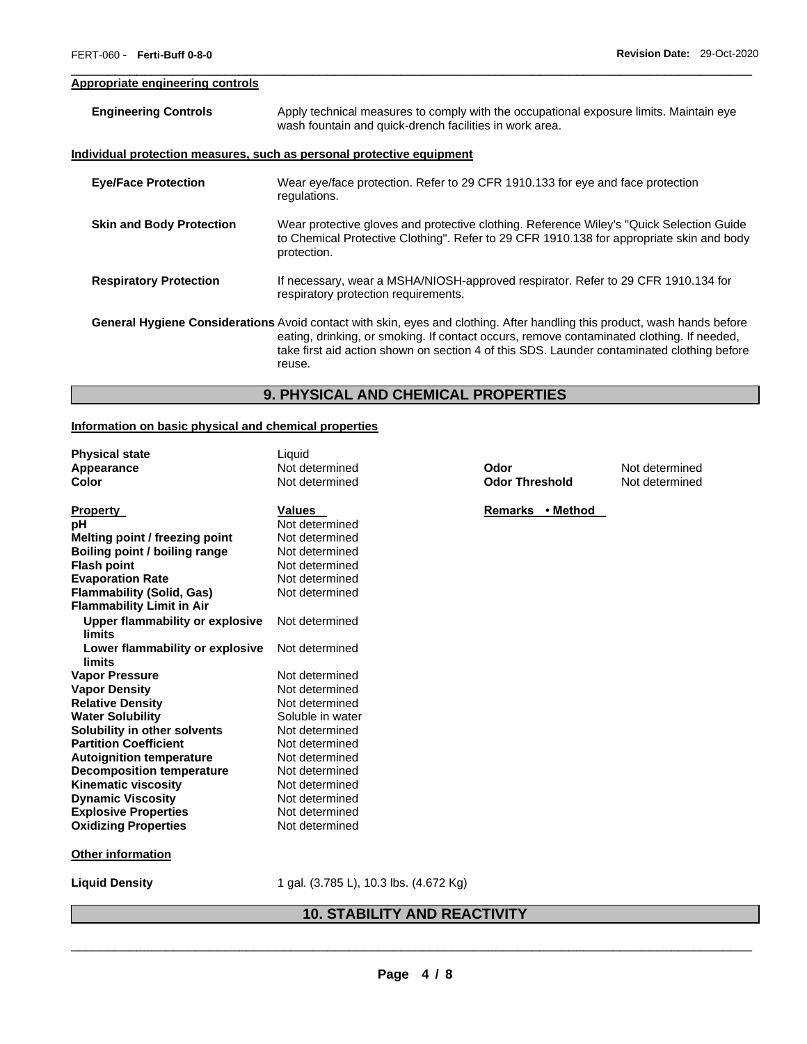**Appropriate engineering controls**

| | |
|---|---|
| **Engineering Controls** | Apply technical measures to comply with the occupational exposure limits. Maintain eye wash fountain and quick-drench facilities in work area. |

**Individual protection measures, such as personal protective equipment**

| | |
|---|---|
| **Eye/Face Protection** | Wear eye/face protection. Refer to 29 CFR 1910.133 for eye and face protection regulations. |
| **Skin and Body Protection** | Wear protective gloves and protective clothing. Reference Wiley's "Quick Selection Guide to Chemical Protective Clothing". Refer to 29 CFR 1910.138 for appropriate skin and body protection. |
| **Respiratory Protection** | If necessary, wear a MSHA/NIOSH-approved respirator. Refer to 29 CFR 1910.134 for respiratory protection requirements. |
| **General Hygiene Considerations** | Avoid contact with skin, eyes and clothing. After handling this product, wash hands before eating, drinking, or smoking. If contact occurs, remove contaminated clothing. If needed, take first aid action shown on section 4 of this SDS. Launder contaminated clothing before reuse. |

## 9. PHYSICAL AND CHEMICAL PROPERTIES

**Information on basic physical and chemical properties**

| | | | |
|---|---|---|---|
| **Physical state** | Liquid | | |
| **Appearance** | Not determined | **Odor** | Not determined |
| **Color** | Not determined | **Odor Threshold** | Not determined |

| **Property** | **Values** | **Remarks • Method** |
|---|---|---|
| **pH** | Not determined | |
| **Melting point / freezing point** | Not determined | |
| **Boiling point / boiling range** | Not determined | |
| **Flash point** | Not determined | |
| **Evaporation Rate** | Not determined | |
| **Flammability (Solid, Gas)** | Not determined | |
| **Flammability Limit in Air** | | |
| **Upper flammability or explosive limits** | Not determined | |
| **Lower flammability or explosive limits** | Not determined | |
| **Vapor Pressure** | Not determined | |
| **Vapor Density** | Not determined | |
| **Relative Density** | Not determined | |
| **Water Solubility** | Soluble in water | |
| **Solubility in other solvents** | Not determined | |
| **Partition Coefficient** | Not determined | |
| **Autoignition temperature** | Not determined | |
| **Decomposition temperature** | Not determined | |
| **Kinematic viscosity** | Not determined | |
| **Dynamic Viscosity** | Not determined | |
| **Explosive Properties** | Not determined | |
| **Oxidizing Properties** | Not determined | |

**Other information**

| | |
|---|---|
| **Liquid Density** | 1 gal. (3.785 L), 10.3 lbs. (4.672 Kg) |

## 10. STABILITY AND REACTIVITY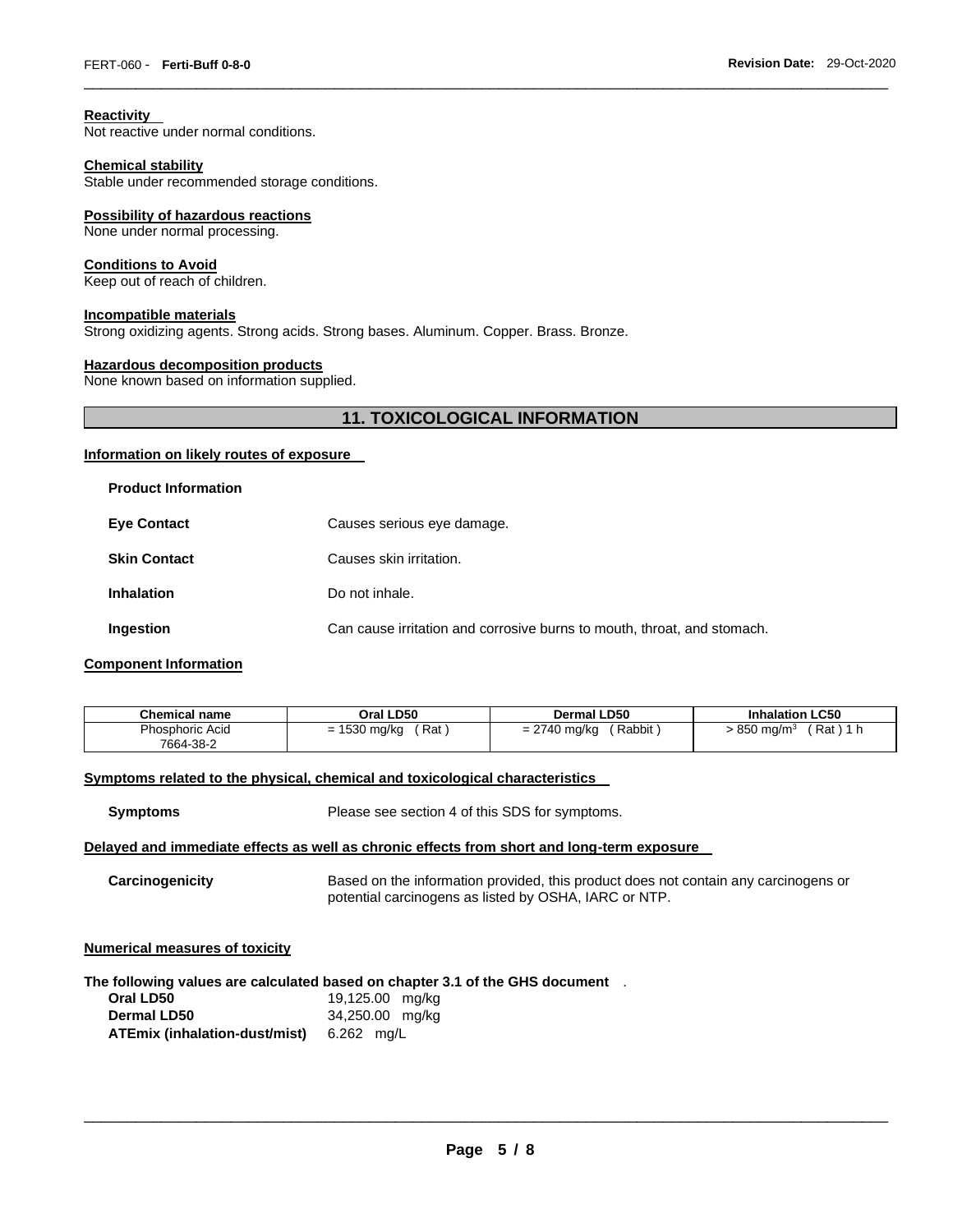**Reactivity**
Not reactive under normal conditions.

**Chemical stability**
Stable under recommended storage conditions.

**Possibility of hazardous reactions**
None under normal processing.

**Conditions to Avoid**
Keep out of reach of children.

**Incompatible materials**
Strong oxidizing agents. Strong acids. Strong bases. Aluminum. Copper. Brass. Bronze.

**Hazardous decomposition products**
None known based on information supplied.

## 11. TOXICOLOGICAL INFORMATION

**Information on likely routes of exposure**

**Product Information**

**Eye Contact** Causes serious eye damage.

**Skin Contact** Causes skin irritation.

**Inhalation** Do not inhale.

**Ingestion** Can cause irritation and corrosive burns to mouth, throat, and stomach.

**Component Information**

| Chemical name | Oral LD50 | Dermal LD50 | Inhalation LC50 |
|---|---|---|---|
| Phosphoric Acid 7664-38-2 | = 1530 mg/kg ( Rat ) | = 2740 mg/kg ( Rabbit ) | > 850 mg/m$^3$ ( Rat ) 1 h |

**Symptoms related to the physical, chemical and toxicological characteristics**

**Symptoms** Please see section 4 of this SDS for symptoms.

**Delayed and immediate effects as well as chronic effects from short and long-term exposure**

**Carcinogenicity** Based on the information provided, this product does not contain any carcinogens or potential carcinogens as listed by OSHA, IARC or NTP.

**Numerical measures of toxicity**

**The following values are calculated based on chapter 3.1 of the GHS document** .

**Oral LD50** 19,125.00 mg/kg
**Dermal LD50** 34,250.00 mg/kg
**ATEmix (inhalation-dust/mist)** 6.262 mg/L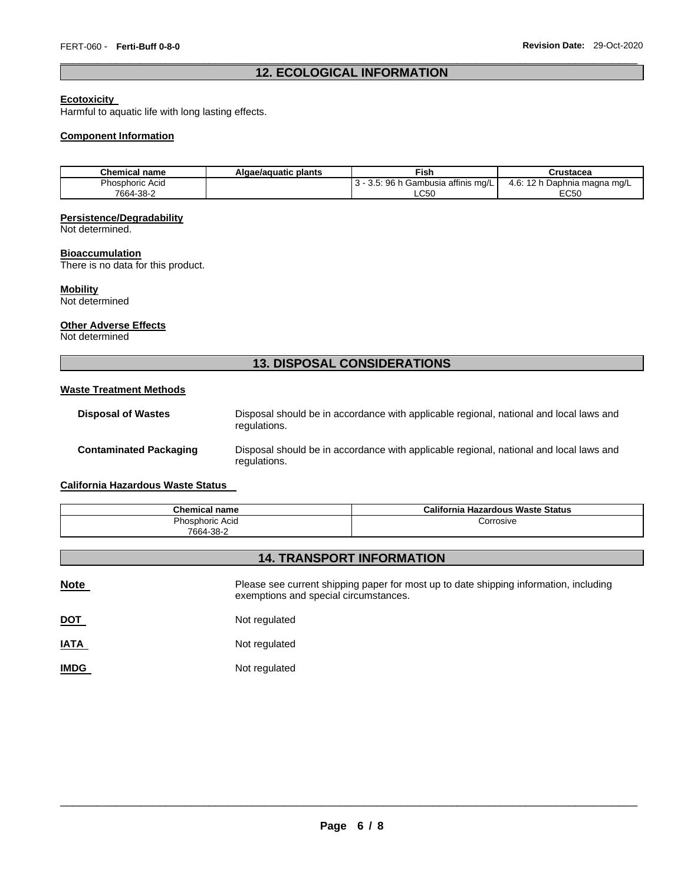## 12. ECOLOGICAL INFORMATION

**Ecotoxicity**
Harmful to aquatic life with long lasting effects.

**Component Information**

| Chemical name | Algae/aquatic plants | Fish | Crustacea |
|---|---|---|---|
| Phosphoric Acid 7664-38-2 | | 3 - 3.5: 96 h Gambusia affinis mg/L LC50 | 4.6: 12 h Daphnia magna mg/L EC50 |

**Persistence/Degradability**
Not determined.

**Bioaccumulation**
There is no data for this product.

**Mobility**
Not determined

**Other Adverse Effects**
Not determined

## 13. DISPOSAL CONSIDERATIONS

**Waste Treatment Methods**

**Disposal of Wastes** Disposal should be in accordance with applicable regional, national and local laws and regulations.

**Contaminated Packaging** Disposal should be in accordance with applicable regional, national and local laws and regulations.

**California Hazardous Waste Status**

| Chemical name | California Hazardous Waste Status |
|---|---|
| Phosphoric Acid 7664-38-2 | Corrosive |

## 14. TRANSPORT INFORMATION

**Note** Please see current shipping paper for most up to date shipping information, including exemptions and special circumstances.

**DOT** Not regulated

**IATA** Not regulated

**IMDG** Not regulated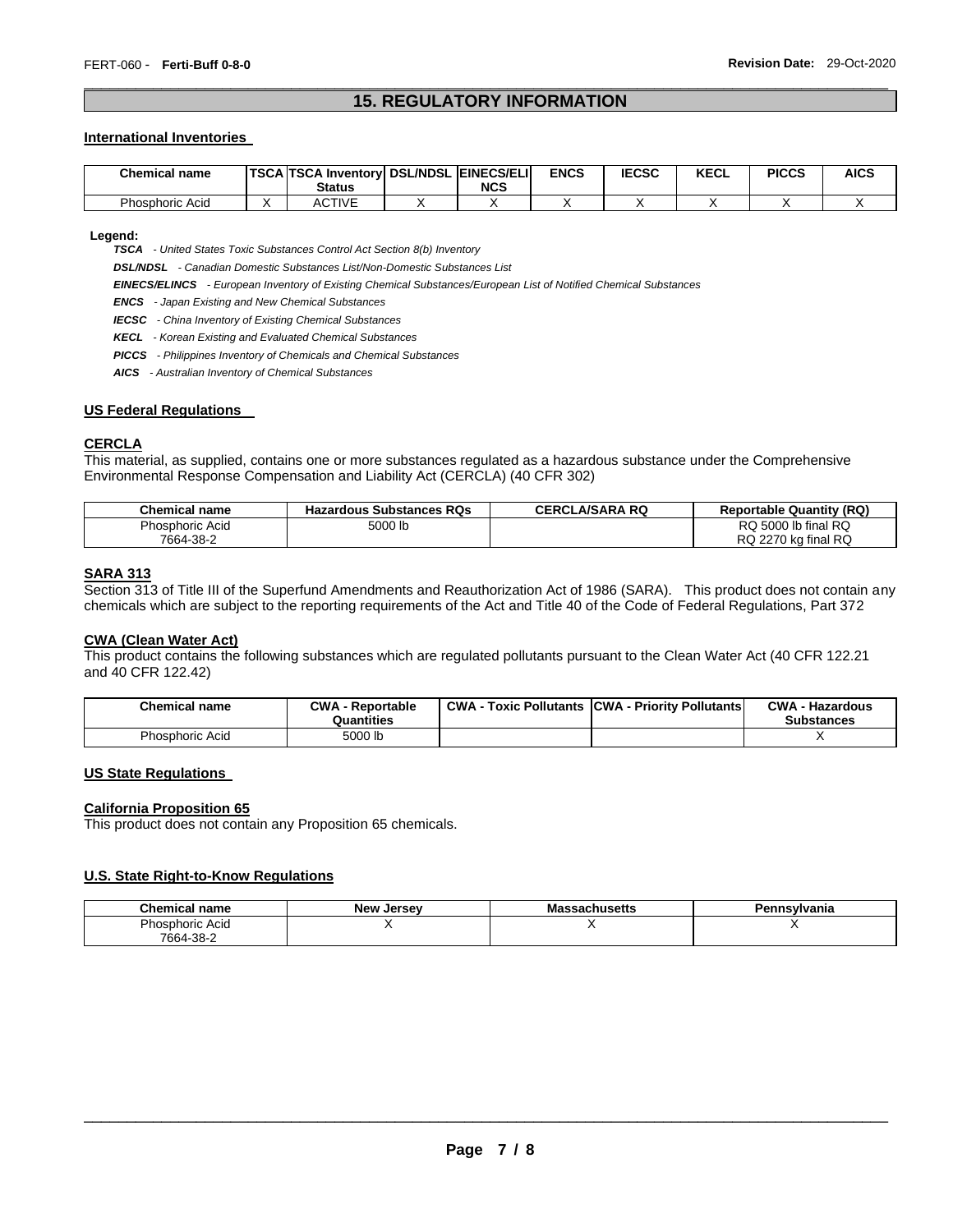# 15. REGULATORY INFORMATION

## International Inventories

| Chemical name | TSCA | TSCA Inventory Status | DSL/NDSL | EINECS/ELINCS | ENCS | IECSC | KECL | PICCS | AICS |
|---|---|---|---|---|---|---|---|---|---|
| Phosphoric Acid | X | ACTIVE | X | X | X | X | X | X | X |

**Legend:**

***TSCA*** *- United States Toxic Substances Control Act Section 8(b) Inventory*

***DSL/NDSL*** *- Canadian Domestic Substances List/Non-Domestic Substances List*

***EINECS/ELINCS*** *- European Inventory of Existing Chemical Substances/European List of Notified Chemical Substances*

***ENCS*** *- Japan Existing and New Chemical Substances*

***IECSC*** *- China Inventory of Existing Chemical Substances*

***KECL*** *- Korean Existing and Evaluated Chemical Substances*

***PICCS*** *- Philippines Inventory of Chemicals and Chemical Substances*

***AICS*** *- Australian Inventory of Chemical Substances*

## US Federal Regulations

### CERCLA

This material, as supplied, contains one or more substances regulated as a hazardous substance under the Comprehensive Environmental Response Compensation and Liability Act (CERCLA) (40 CFR 302)

| Chemical name | Hazardous Substances RQs | CERCLA/SARA RQ | Reportable Quantity (RQ) |
|---|---|---|---|
| Phosphoric Acid 7664-38-2 | 5000 lb | | RQ 5000 lb final RQ RQ 2270 kg final RQ |

### SARA 313

Section 313 of Title III of the Superfund Amendments and Reauthorization Act of 1986 (SARA). This product does not contain any chemicals which are subject to the reporting requirements of the Act and Title 40 of the Code of Federal Regulations, Part 372

### CWA (Clean Water Act)

This product contains the following substances which are regulated pollutants pursuant to the Clean Water Act (40 CFR 122.21 and 40 CFR 122.42)

| Chemical name | CWA - Reportable Quantities | CWA - Toxic Pollutants | CWA - Priority Pollutants | CWA - Hazardous Substances |
|---|---|---|---|---|
| Phosphoric Acid | 5000 lb | | | X |

## US State Regulations

### California Proposition 65

This product does not contain any Proposition 65 chemicals.

## U.S. State Right-to-Know Regulations

| Chemical name | New Jersey | Massachusetts | Pennsylvania |
|---|---|---|---|
| Phosphoric Acid 7664-38-2 | X | X | X |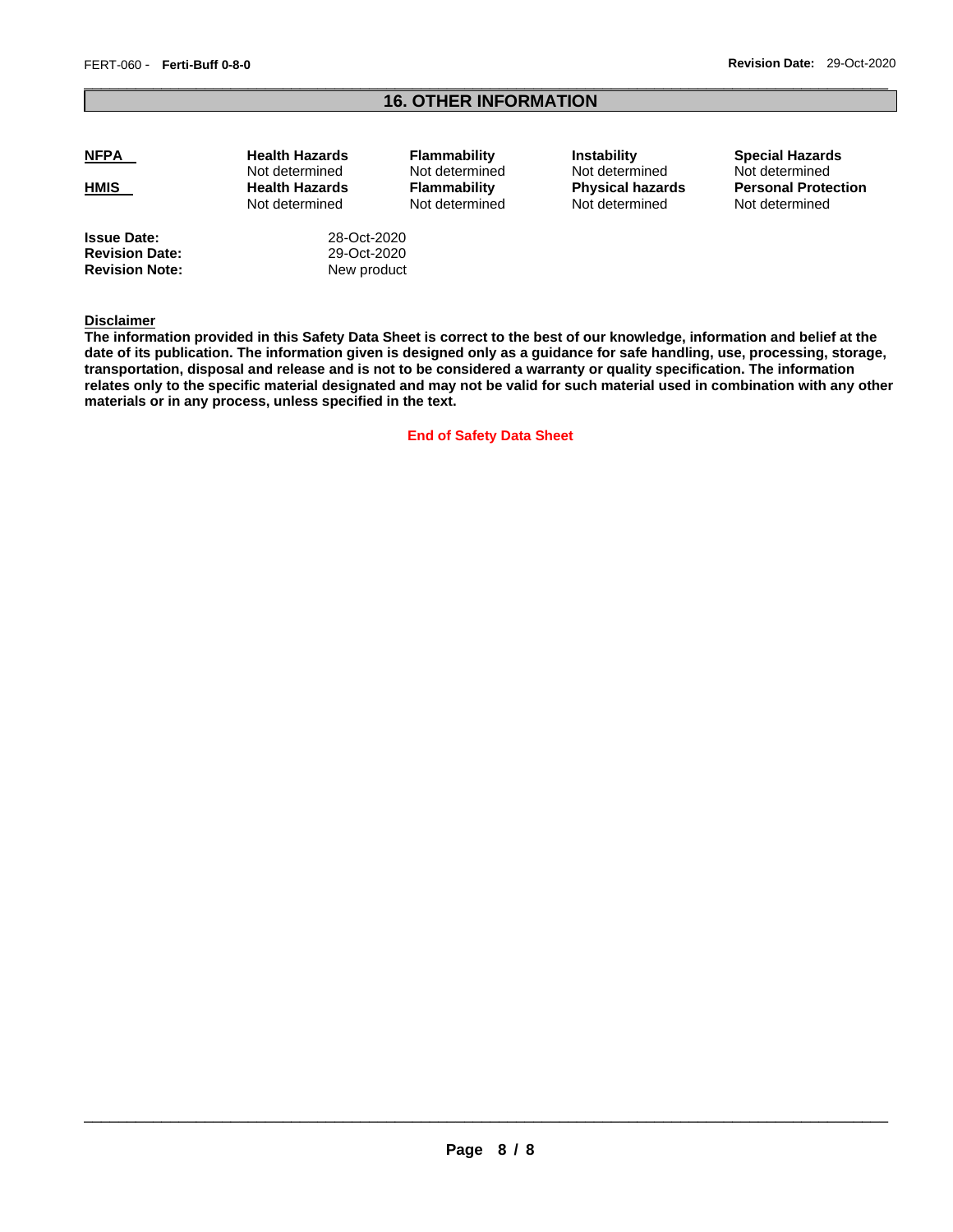## 16. OTHER INFORMATION

| | | | | |
|---|---|---|---|---|
| **NFPA** | **Health Hazards** | **Flammability** | **Instability** | **Special Hazards** |
| | Not determined | Not determined | Not determined | Not determined |
| **HMIS** | **Health Hazards** | **Flammability** | **Physical hazards** | **Personal Protection** |
| | Not determined | Not determined | Not determined | Not determined |

**Issue Date:** 28-Oct-2020
**Revision Date:** 29-Oct-2020
**Revision Note:** New product

**Disclaimer**

**The information provided in this Safety Data Sheet is correct to the best of our knowledge, information and belief at the date of its publication. The information given is designed only as a guidance for safe handling, use, processing, storage, transportation, disposal and release and is not to be considered a warranty or quality specification. The information relates only to the specific material designated and may not be valid for such material used in combination with any other materials or in any process, unless specified in the text.**

**End of Safety Data Sheet**